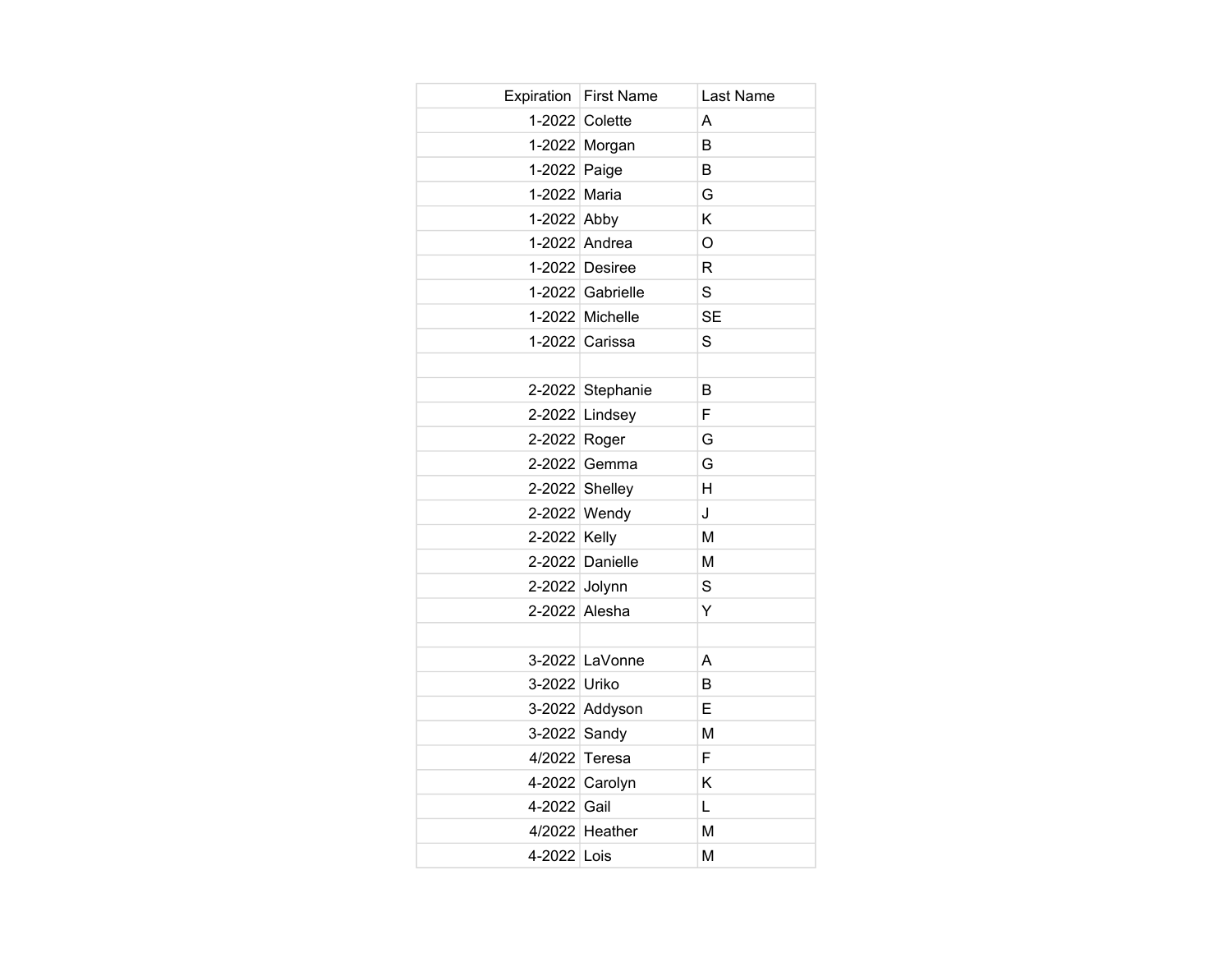| Expiration | First Name | Last Name |
| --- | --- | --- |
| 1-2022 | Colette | A |
| 1-2022 | Morgan | B |
| 1-2022 | Paige | B |
| 1-2022 | Maria | G |
| 1-2022 | Abby | K |
| 1-2022 | Andrea | O |
| 1-2022 | Desiree | R |
| 1-2022 | Gabrielle | S |
| 1-2022 | Michelle | SE |
| 1-2022 | Carissa | S |
| | | |
| 2-2022 | Stephanie | B |
| 2-2022 | Lindsey | F |
| 2-2022 | Roger | G |
| 2-2022 | Gemma | G |
| 2-2022 | Shelley | H |
| 2-2022 | Wendy | J |
| 2-2022 | Kelly | M |
| 2-2022 | Danielle | M |
| 2-2022 | Jolynn | S |
| 2-2022 | Alesha | Y |
| | | |
| 3-2022 | LaVonne | A |
| 3-2022 | Uriko | B |
| 3-2022 | Addyson | E |
| 3-2022 | Sandy | M |
| 4/2022 | Teresa | F |
| 4-2022 | Carolyn | K |
| 4-2022 | Gail | L |
| 4/2022 | Heather | M |
| 4-2022 | Lois | M |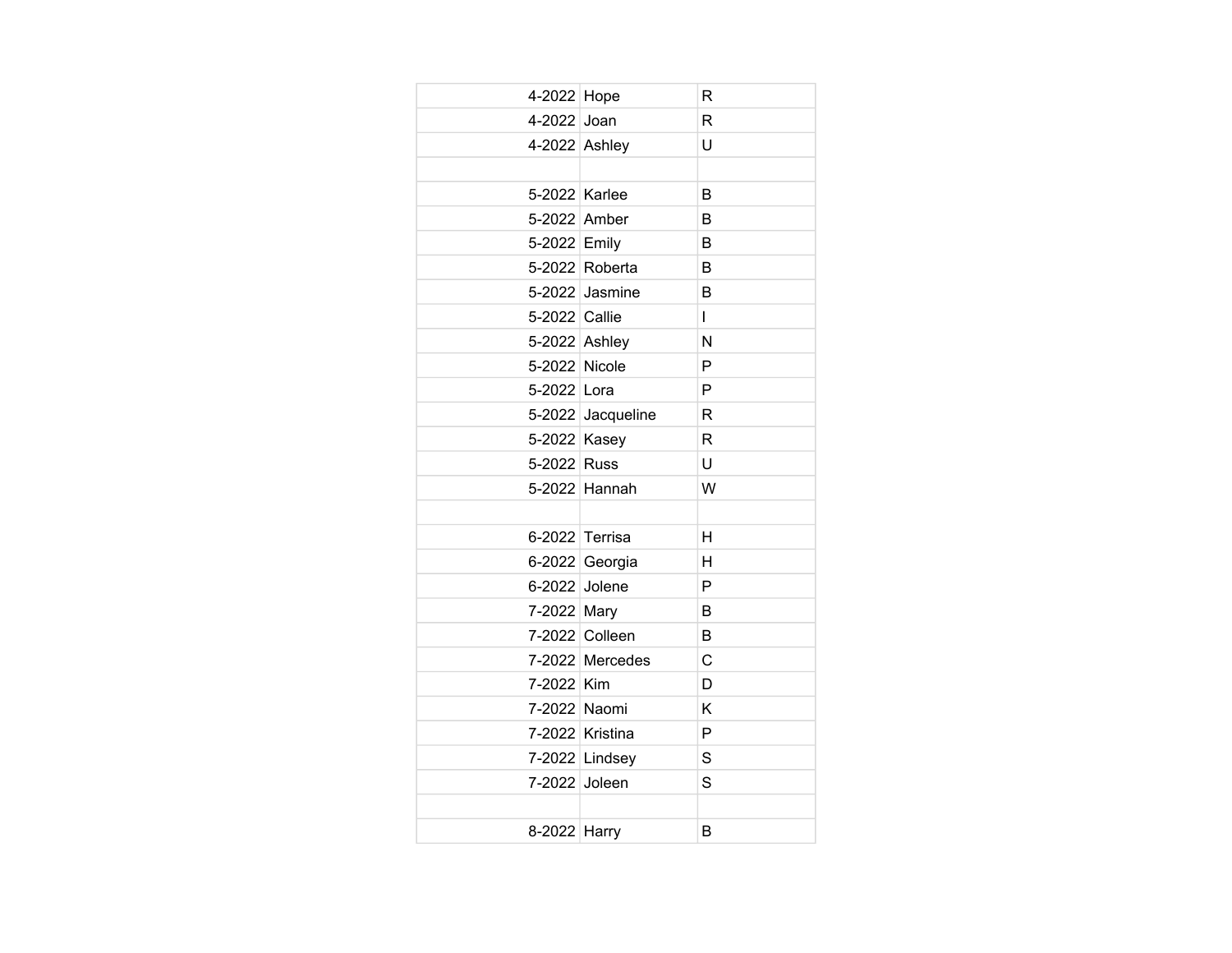| | | |
|---|---|---|
| 4-2022 | Hope | R |
| 4-2022 | Joan | R |
| 4-2022 | Ashley | U |
| | | |
| 5-2022 | Karlee | B |
| 5-2022 | Amber | B |
| 5-2022 | Emily | B |
| 5-2022 | Roberta | B |
| 5-2022 | Jasmine | B |
| 5-2022 | Callie | I |
| 5-2022 | Ashley | N |
| 5-2022 | Nicole | P |
| 5-2022 | Lora | P |
| 5-2022 | Jacqueline | R |
| 5-2022 | Kasey | R |
| 5-2022 | Russ | U |
| 5-2022 | Hannah | W |
| | | |
| 6-2022 | Terrisa | H |
| 6-2022 | Georgia | H |
| 6-2022 | Jolene | P |
| 7-2022 | Mary | B |
| 7-2022 | Colleen | B |
| 7-2022 | Mercedes | C |
| 7-2022 | Kim | D |
| 7-2022 | Naomi | K |
| 7-2022 | Kristina | P |
| 7-2022 | Lindsey | S |
| 7-2022 | Joleen | S |
| | | |
| 8-2022 | Harry | B |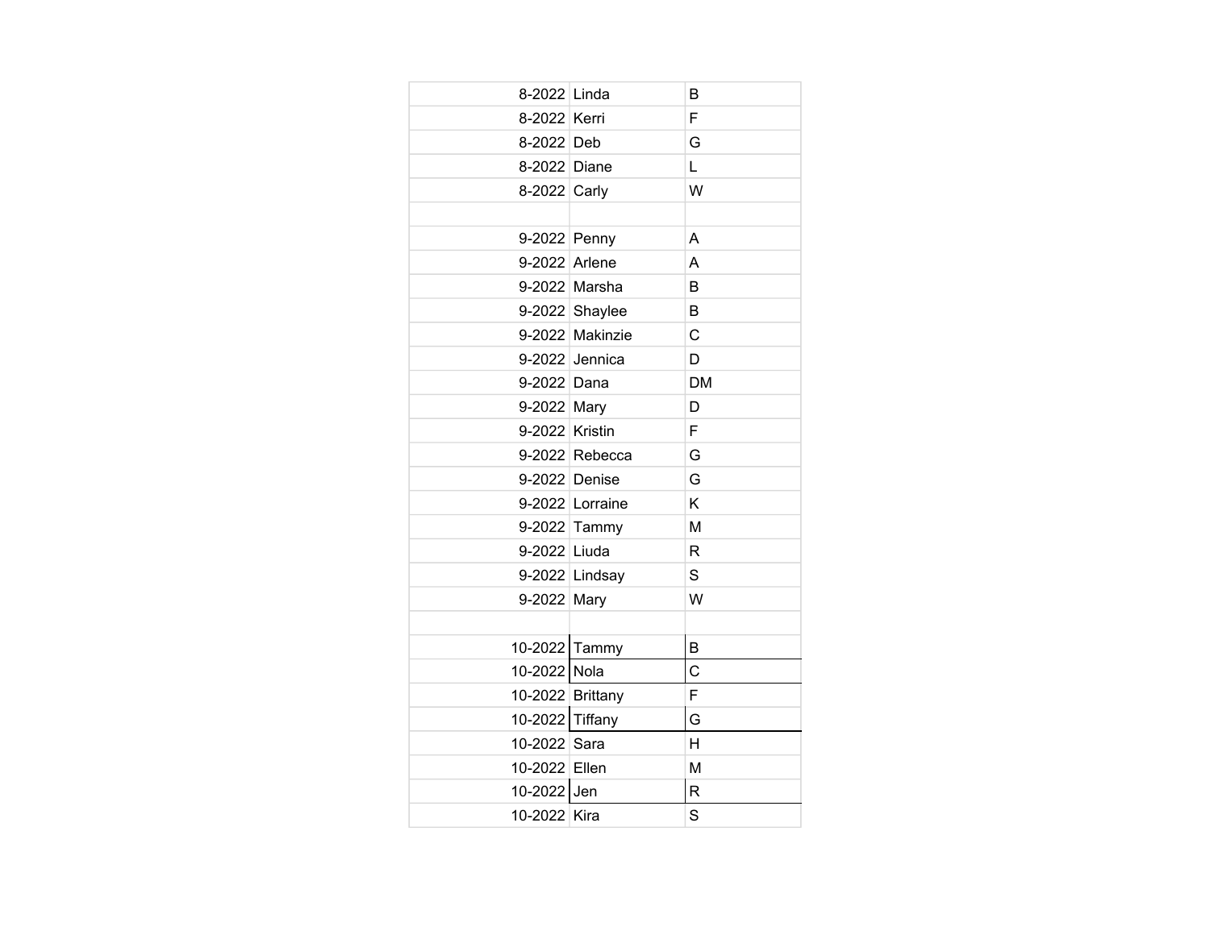| | | |
|---|---|---|
| 8-2022 | Linda | B |
| 8-2022 | Kerri | F |
| 8-2022 | Deb | G |
| 8-2022 | Diane | L |
| 8-2022 | Carly | W |
| | | |
| 9-2022 | Penny | A |
| 9-2022 | Arlene | A |
| 9-2022 | Marsha | B |
| 9-2022 | Shaylee | B |
| 9-2022 | Makinzie | C |
| 9-2022 | Jennica | D |
| 9-2022 | Dana | DM |
| 9-2022 | Mary | D |
| 9-2022 | Kristin | F |
| 9-2022 | Rebecca | G |
| 9-2022 | Denise | G |
| 9-2022 | Lorraine | K |
| 9-2022 | Tammy | M |
| 9-2022 | Liuda | R |
| 9-2022 | Lindsay | S |
| 9-2022 | Mary | W |
| | | |
| 10-2022 | Tammy | B |
| 10-2022 | Nola | C |
| 10-2022 | Brittany | F |
| 10-2022 | Tiffany | G |
| 10-2022 | Sara | H |
| 10-2022 | Ellen | M |
| 10-2022 | Jen | R |
| 10-2022 | Kira | S |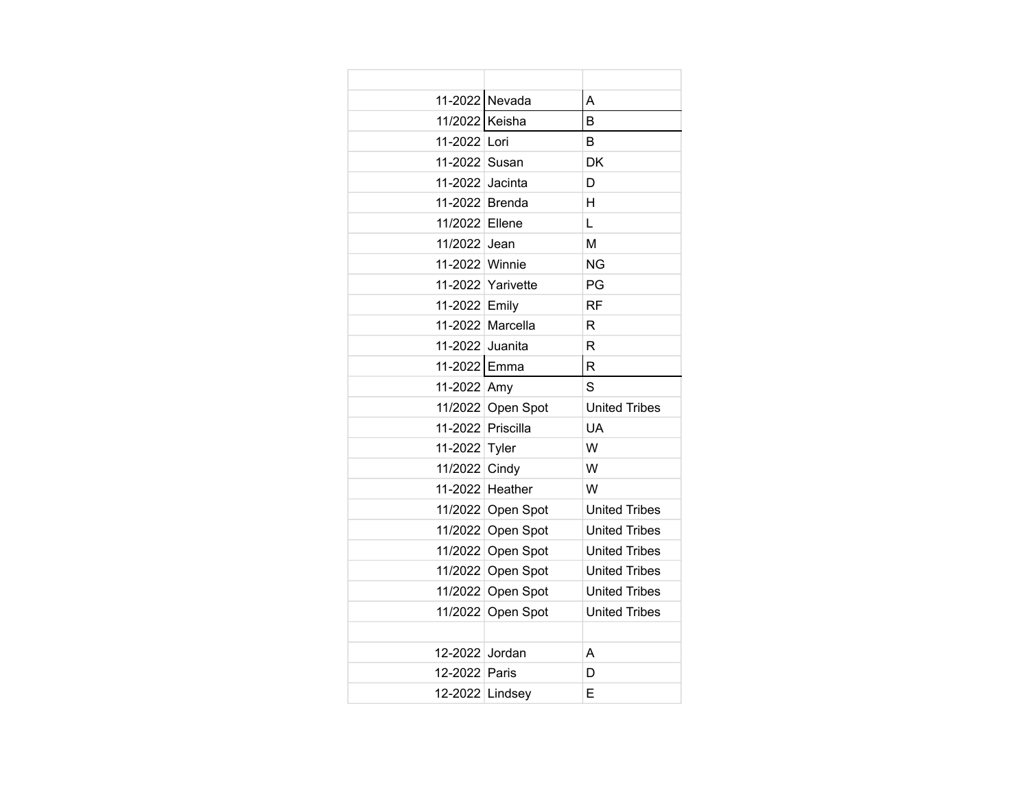| | | |
|---|---|---|
| 11-2022 | Nevada | A |
| 11/2022 | Keisha | B |
| 11-2022 | Lori | B |
| 11-2022 | Susan | DK |
| 11-2022 | Jacinta | D |
| 11-2022 | Brenda | H |
| 11/2022 | Ellene | L |
| 11/2022 | Jean | M |
| 11-2022 | Winnie | NG |
| 11-2022 | Yarivette | PG |
| 11-2022 | Emily | RF |
| 11-2022 | Marcella | R |
| 11-2022 | Juanita | R |
| 11-2022 | Emma | R |
| 11-2022 | Amy | S |
| 11/2022 | Open Spot | United Tribes |
| 11-2022 | Priscilla | UA |
| 11-2022 | Tyler | W |
| 11/2022 | Cindy | W |
| 11-2022 | Heather | W |
| 11/2022 | Open Spot | United Tribes |
| 11/2022 | Open Spot | United Tribes |
| 11/2022 | Open Spot | United Tribes |
| 11/2022 | Open Spot | United Tribes |
| 11/2022 | Open Spot | United Tribes |
| 11/2022 | Open Spot | United Tribes |
| | | |
| 12-2022 | Jordan | A |
| 12-2022 | Paris | D |
| 12-2022 | Lindsey | E |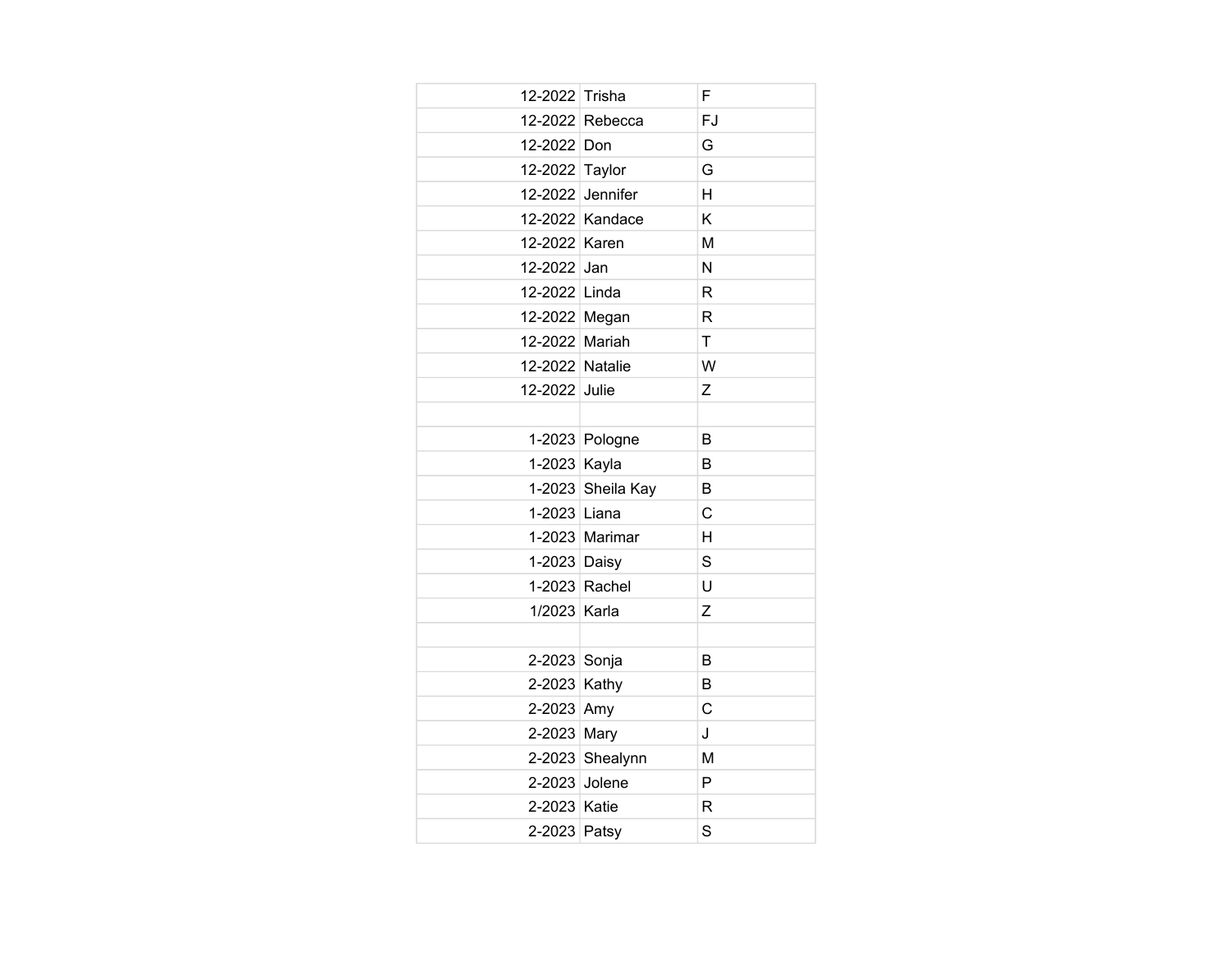| | | |
|---|---|---|
| 12-2022 | Trisha | F |
| 12-2022 | Rebecca | FJ |
| 12-2022 | Don | G |
| 12-2022 | Taylor | G |
| 12-2022 | Jennifer | H |
| 12-2022 | Kandace | K |
| 12-2022 | Karen | M |
| 12-2022 | Jan | N |
| 12-2022 | Linda | R |
| 12-2022 | Megan | R |
| 12-2022 | Mariah | T |
| 12-2022 | Natalie | W |
| 12-2022 | Julie | Z |
| | | |
| 1-2023 | Pologne | B |
| 1-2023 | Kayla | B |
| 1-2023 | Sheila Kay | B |
| 1-2023 | Liana | C |
| 1-2023 | Marimar | H |
| 1-2023 | Daisy | S |
| 1-2023 | Rachel | U |
| 1/2023 | Karla | Z |
| | | |
| 2-2023 | Sonja | B |
| 2-2023 | Kathy | B |
| 2-2023 | Amy | C |
| 2-2023 | Mary | J |
| 2-2023 | Shealynn | M |
| 2-2023 | Jolene | P |
| 2-2023 | Katie | R |
| 2-2023 | Patsy | S |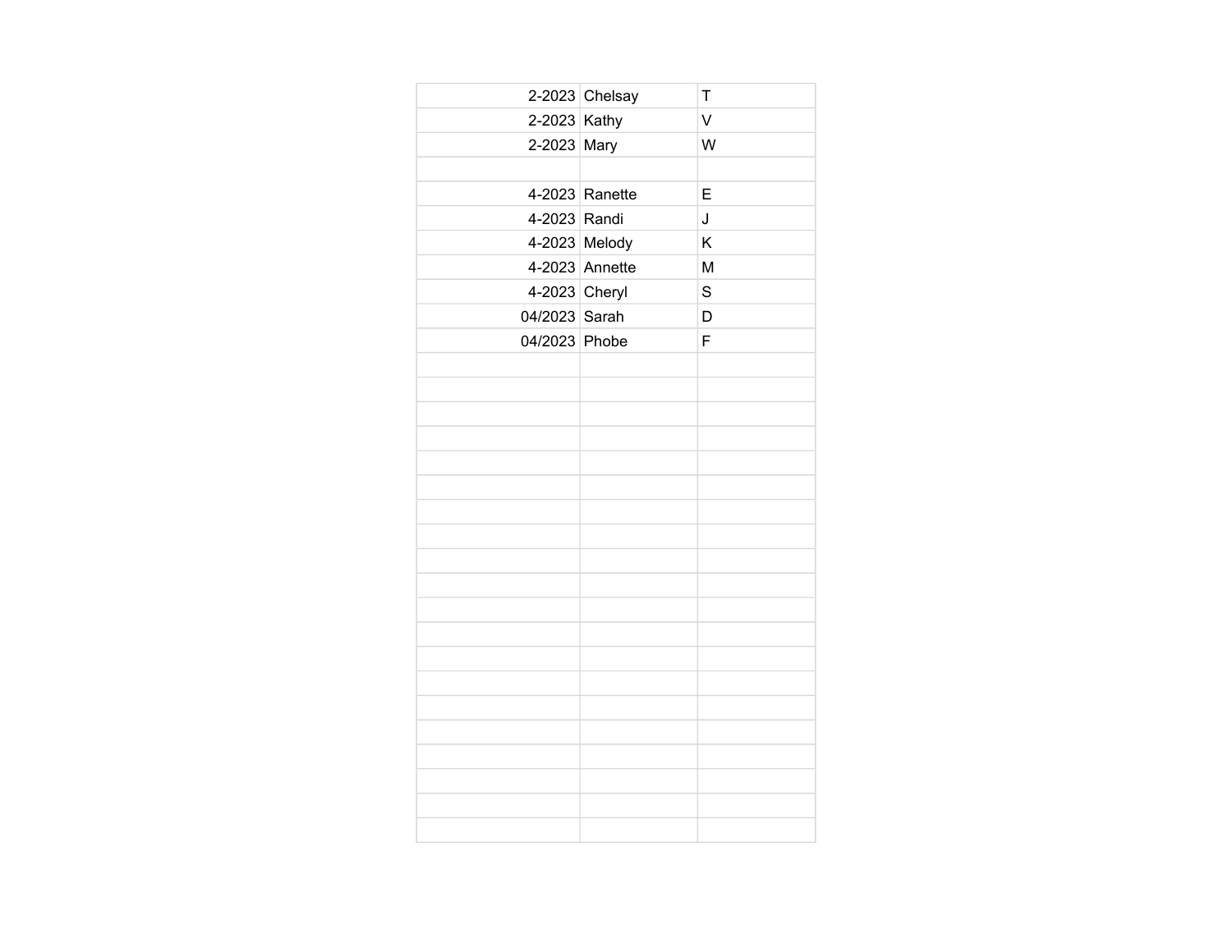| | | |
|---|---|---|
| 2-2023 | Chelsay | T |
| 2-2023 | Kathy | V |
| 2-2023 | Mary | W |
| | | |
| 4-2023 | Ranette | E |
| 4-2023 | Randi | J |
| 4-2023 | Melody | K |
| 4-2023 | Annette | M |
| 4-2023 | Cheryl | S |
| 04/2023 | Sarah | D |
| 04/2023 | Phobe | F |